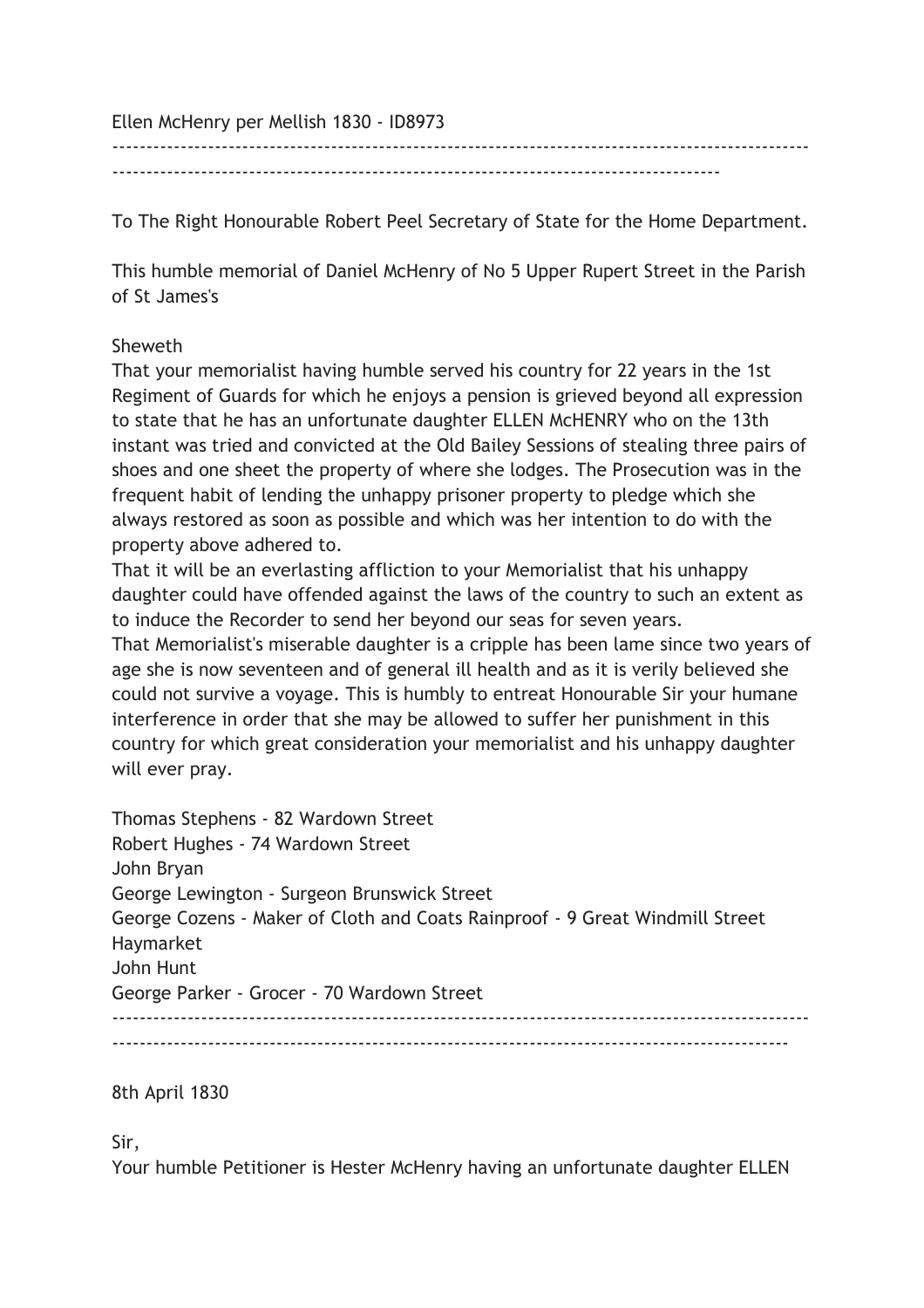Ellen McHenry per Mellish 1830 - ID8973

---

To The Right Honourable Robert Peel Secretary of State for the Home Department.

This humble memorial of Daniel McHenry of No 5 Upper Rupert Street in the Parish of St James's

Sheweth
That your memorialist having humble served his country for 22 years in the 1st Regiment of Guards for which he enjoys a pension is grieved beyond all expression to state that he has an unfortunate daughter ELLEN McHENRY who on the 13th instant was tried and convicted at the Old Bailey Sessions of stealing three pairs of shoes and one sheet the property of where she lodges. The Prosecution was in the frequent habit of lending the unhappy prisoner property to pledge which she always restored as soon as possible and which was her intention to do with the property above adhered to.
That it will be an everlasting affliction to your Memorialist that his unhappy daughter could have offended against the laws of the country to such an extent as to induce the Recorder to send her beyond our seas for seven years.
That Memorialist's miserable daughter is a cripple has been lame since two years of age she is now seventeen and of general ill health and as it is verily believed she could not survive a voyage. This is humbly to entreat Honourable Sir your humane interference in order that she may be allowed to suffer her punishment in this country for which great consideration your memorialist and his unhappy daughter will ever pray.

Thomas Stephens - 82 Wardown Street
Robert Hughes - 74 Wardown Street
John Bryan
George Lewington - Surgeon Brunswick Street
George Cozens - Maker of Cloth and Coats Rainproof - 9 Great Windmill Street Haymarket
John Hunt
George Parker - Grocer - 70 Wardown Street

---

8th April 1830

Sir,
Your humble Petitioner is Hester McHenry having an unfortunate daughter ELLEN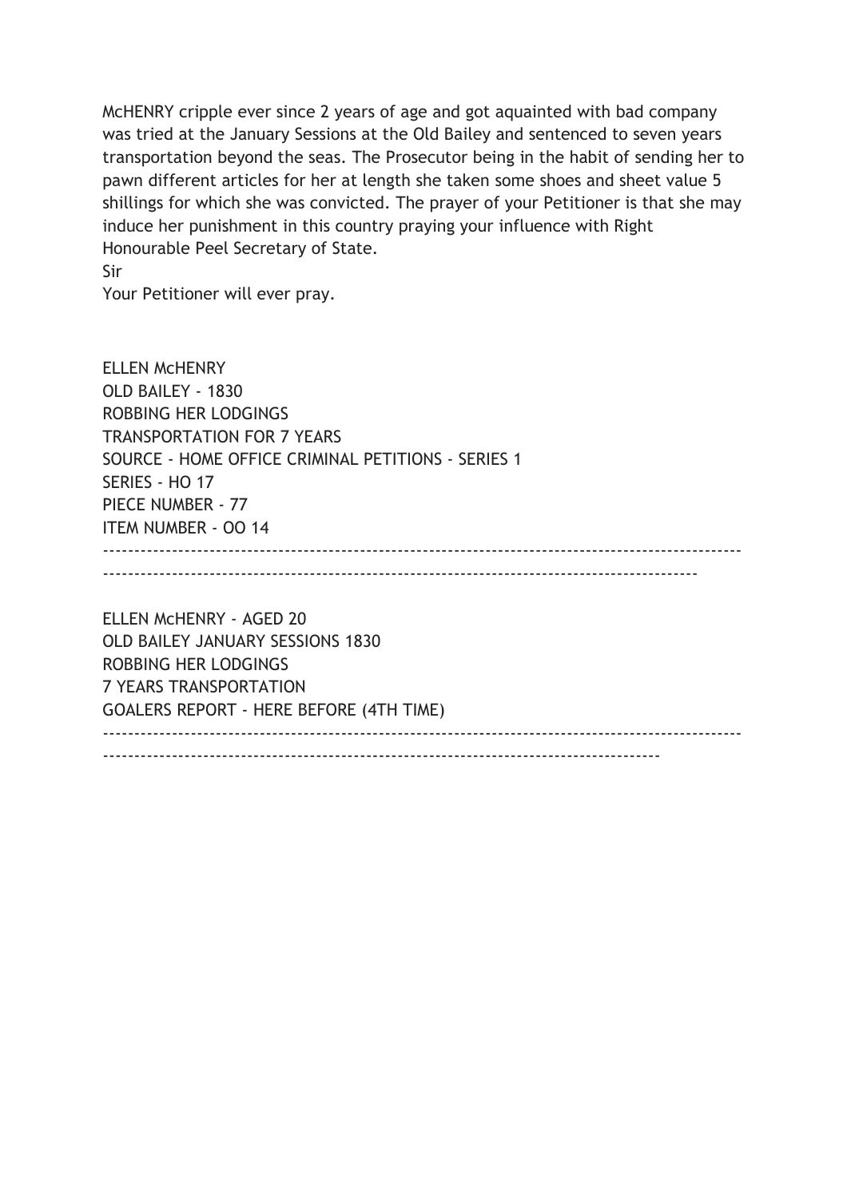McHENRY cripple ever since 2 years of age and got aquainted with bad company was tried at the January Sessions at the Old Bailey and sentenced to seven years transportation beyond the seas. The Prosecutor being in the habit of sending her to pawn different articles for her at length she taken some shoes and sheet value 5 shillings for which she was convicted. The prayer of your Petitioner is that she may induce her punishment in this country praying your influence with Right Honourable Peel Secretary of State.

Sir

Your Petitioner will ever pray.

ELLEN McHENRY
OLD BAILEY - 1830
ROBBING HER LODGINGS
TRANSPORTATION FOR 7 YEARS
SOURCE - HOME OFFICE CRIMINAL PETITIONS - SERIES 1
SERIES - HO 17
PIECE NUMBER - 77
ITEM NUMBER - OO 14

---

ELLEN McHENRY - AGED 20
OLD BAILEY JANUARY SESSIONS 1830
ROBBING HER LODGINGS
7 YEARS TRANSPORTATION
GOALERS REPORT - HERE BEFORE (4TH TIME)

---